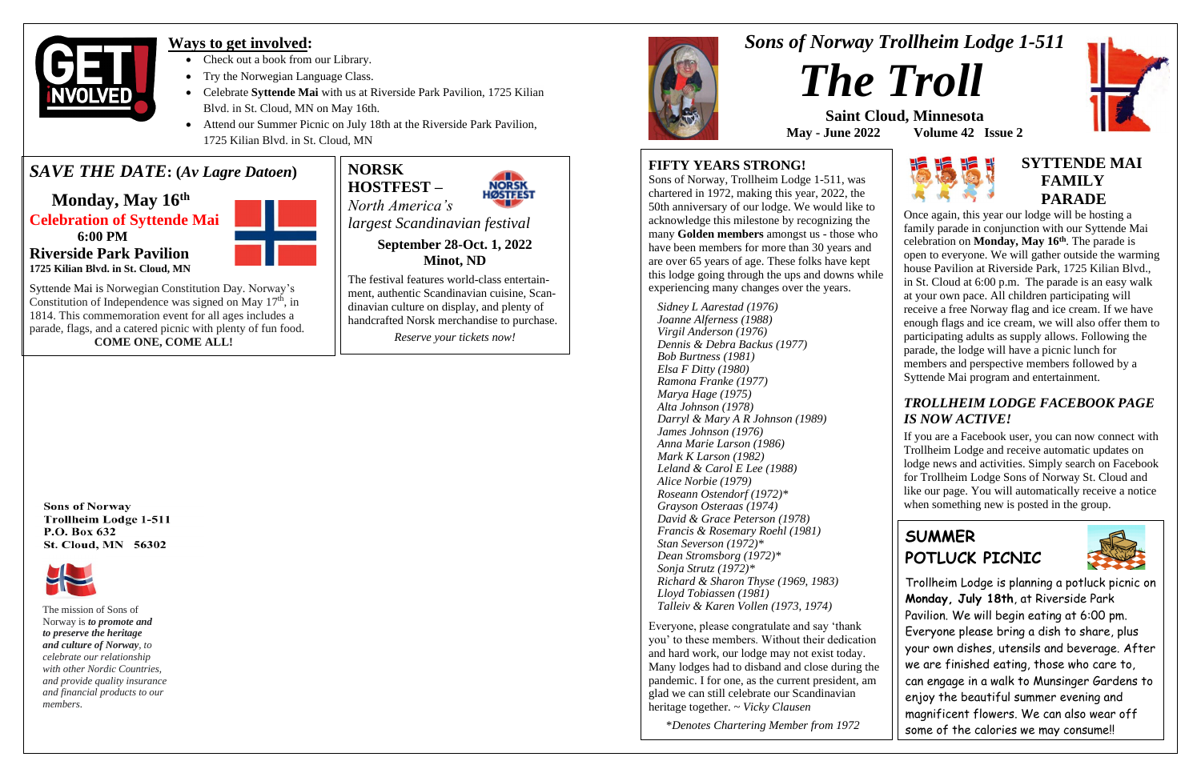# Sons of Norway Trollheim Lodge 1-511

# The Troll

**Saint Cloud, Minnesota**

**May - June 2022 Volume 42 Issue 2**

## FIFTY YEARS STRONG!

Sons of Norway, Trollheim Lodge 1-511, was chartered in 1972, making this year, 2022, the 50th anniversary of our lodge. We would like to acknowledge this milestone by recognizing the many **Golden members** amongst us - those who have been members for more than 30 years and are over 65 years of age. These folks have kept this lodge going through the ups and downs while experiencing many changes over the years.

*Sidney L Aarestad (1976)*
*Joanne Alferness (1988)*
*Virgil Anderson (1976)*
*Dennis & Debra Backus (1977)*
*Bob Burtness (1981)*
*Elsa F Ditty (1980)*
*Ramona Franke (1977)*
*Marya Hage (1975)*
*Alta Johnson (1978)*
*Darryl & Mary A R Johnson (1989)*
*James Johnson (1976)*
*Anna Marie Larson (1986)*
*Mark K Larson (1982)*
*Leland & Carol E Lee (1988)*
*Alice Norbie (1979)*
*Roseann Ostendorf (1972)**
*Grayson Osteraas (1974)*
*David & Grace Peterson (1978)*
*Francis & Rosemary Roehl (1981)*
*Stan Severson (1972)**
*Dean Stromsborg (1972)**
*Sonja Strutz (1972)**
*Richard & Sharon Thyse (1969, 1983)*
*Lloyd Tobiassen (1981)*
*Talleiv & Karen Vollen (1973, 1974)*

Everyone, please congratulate and say 'thank you' to these members. Without their dedication and hard work, our lodge may not exist today. Many lodges had to disband and close during the pandemic. I for one, as the current president, am glad we can still celebrate our Scandinavian heritage together. ~ *Vicky Clausen*

**Denotes Chartering Member from 1972*

## SYTTENDE MAI FAMILY PARADE

Once again, this year our lodge will be hosting a family parade in conjunction with our Syttende Mai celebration on **Monday, May 16th**. The parade is open to everyone. We will gather outside the warming house Pavilion at Riverside Park, 1725 Kilian Blvd., in St. Cloud at 6:00 p.m. The parade is an easy walk at your own pace. All children participating will receive a free Norway flag and ice cream. If we have enough flags and ice cream, we will also offer them to participating adults as supply allows. Following the parade, the lodge will have a picnic lunch for members and perspective members followed by a Syttende Mai program and entertainment.

### *TROLLHEIM LODGE FACEBOOK PAGE IS NOW ACTIVE!*

If you are a Facebook user, you can now connect with Trollheim Lodge and receive automatic updates on lodge news and activities. Simply search on Facebook for Trollheim Lodge Sons of Norway St. Cloud and like our page. You will automatically receive a notice when something new is posted in the group.

## SUMMER POTLUCK PICNIC

Trollheim Lodge is planning a potluck picnic on **Monday, July 18th**, at Riverside Park Pavilion. We will begin eating at 6:00 pm. Everyone please bring a dish to share, plus your own dishes, utensils and beverage. After we are finished eating, those who care to, can engage in a walk to Munsinger Gardens to enjoy the beautiful summer evening and magnificent flowers. We can also wear off some of the calories we may consume!!

## Ways to get involved:

- Check out a book from our Library.
- Try the Norwegian Language Class.
- Celebrate **Syttende Mai** with us at Riverside Park Pavilion, 1725 Kilian Blvd. in St. Cloud, MN on May 16th.
- Attend our Summer Picnic on July 18th at the Riverside Park Pavilion, 1725 Kilian Blvd. in St. Cloud, MN

## *SAVE THE DATE*: (*Av Lagre Datoen*)

**Monday, May 16th**

**Celebration of Syttende Mai**

**6:00 PM**

**Riverside Park Pavilion**

**1725 Kilian Blvd. in St. Cloud, MN**

Syttende Mai is Norwegian Constitution Day. Norway's Constitution of Independence was signed on May 17th, in 1814. This commemoration event for all ages includes a parade, flags, and a catered picnic with plenty of fun food.

**COME ONE, COME ALL!**

## NORSK HOSTFEST –

*North America's largest Scandinavian festival*

**September 28-Oct. 1, 2022**
**Minot, ND**

The festival features world-class entertainment, authentic Scandinavian cuisine, Scandinavian culture on display, and plenty of handcrafted Norsk merchandise to purchase.

*Reserve your tickets now!*

**Sons of Norway**
**Trollheim Lodge 1-511**
**P.O. Box 632**
**St. Cloud, MN 56302**

The mission of Sons of Norway is ***to promote and to preserve the heritage and culture of Norway***, *to celebrate our relationship with other Nordic Countries, and provide quality insurance and financial products to our members.*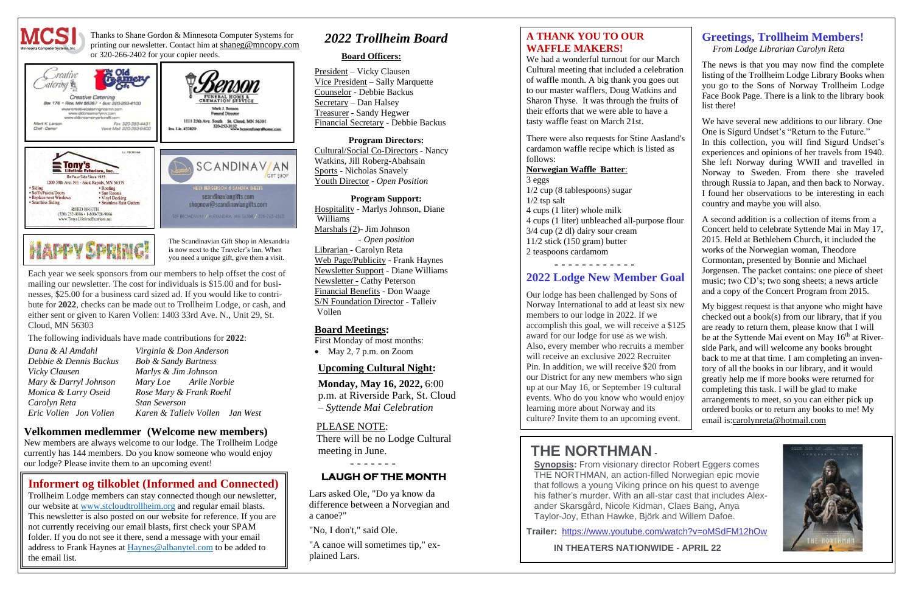Thanks to Shane Gordon & Minnesota Computer Systems for printing our newsletter. Contact him at shaneg@mncopy.com or 320-266-2402 for your copier needs.

The Scandinavian Gift Shop in Alexandria is now next to the Traveler's Inn. When you need a unique gift, give them a visit.

Each year we seek sponsors from our members to help offset the cost of mailing our newsletter. The cost for individuals is $15.00 and for businesses, $25.00 for a business card sized ad. If you would like to contribute for **2022**, checks can be made out to Trollheim Lodge, or cash, and either sent or given to Karen Vollen: 1403 33rd Ave. N., Unit 29, St. Cloud, MN 56303

The following individuals have made contributions for **2022**:

| | |
|---|---|
| *Dana & Al Amdahl* | *Virginia & Don Anderson* |
| *Debbie & Dennis Backus* | *Bob & Sandy Burtness* |
| *Vicky Clausen* | *Marlys & Jim Johnson* |
| *Mary & Darryl Johnson* | *Mary Loe Arlie Norbie* |
| *Monica & Larry Oseid* | *Rose Mary & Frank Roehl* |
| *Carolyn Reta* | *Stan Severson* |
| *Eric Vollen Jon Vollen* | *Karen & Talleiv Vollen Jan West* |

## Velkommen medlemmer (Welcome new members)

New members are always welcome to our lodge. The Trollheim Lodge currently has 144 members. Do you know someone who would enjoy our lodge? Please invite them to an upcoming event!

## Informert og tilkoblet (Informed and Connected)

Trollheim Lodge members can stay connected though our newsletter, our website at www.stcloudtrollheim.org and regular email blasts. This newsletter is also posted on our website for reference. If you are not currently receiving our email blasts, first check your SPAM folder. If you do not see it there, send a message with your email address to Frank Haynes at Haynes@albanytel.com to be added to the email list.

## *2022 Trollheim Board*

**Board Officers:**

President – Vicky Clausen
Vice President – Sally Marquette
Counselor - Debbie Backus
Secretary – Dan Halsey
Treasurer - Sandy Hegwer
Financial Secretary - Debbie Backus

**Program Directors:**

Cultural/Social Co-Directors - Nancy Watkins, Jill Roberg-Abahsain
Sports - Nicholas Snavely
Youth Director - *Open Position*

**Program Support:**

Hospitality - Marlys Johnson, Diane Williams
Marshals (2)- Jim Johnson
- *Open position*
Librarian - Carolyn Reta
Web Page/Publicity - Frank Haynes
Newsletter Support - Diane Williams
Newsletter - Cathy Peterson
Financial Benefits - Don Waage
S/N Foundation Director - Talleiv Vollen

**Board Meetings:**

First Monday of most months:

- May 2, 7 p.m. on Zoom

**Upcoming Cultural Night:**

**Monday, May 16, 2022,** 6:00 p.m. at Riverside Park, St. Cloud – *Syttende Mai Celebration*

PLEASE NOTE:
There will be no Lodge Cultural meeting in June.

- - - - - - -

**LAUGH OF THE MONTH**

Lars asked Ole, "Do ya know da difference between a Norvegian and a canoe?"

"No, I don't," said Ole.

"A canoe will sometimes tip," explained Lars.

## A THANK YOU TO OUR WAFFLE MAKERS!

We had a wonderful turnout for our March Cultural meeting that included a celebration of waffle month. A big thank you goes out to our master wafflers, Doug Watkins and Sharon Thyse. It was through the fruits of their efforts that we were able to have a tasty waffle feast on March 21st.

There were also requests for Stine Aasland's cardamon waffle recipe which is listed as follows:

**Norwegian Waffle Batter**:
3 eggs
1/2 cup (8 tablespoons) sugar
1/2 tsp salt
4 cups (1 liter) whole milk
4 cups (1 liter) unbleached all-purpose flour
3/4 cup (2 dl) dairy sour cream
11/2 stick (150 gram) butter
2 teaspoons cardamom

- - - - - - - - - - - -

## 2022 Lodge New Member Goal

Our lodge has been challenged by Sons of Norway International to add at least six new members to our lodge in 2022. If we accomplish this goal, we will receive a $125 award for our lodge for use as we wish. Also, every member who recruits a member will receive an exclusive 2022 Recruiter Pin. In addition, we will receive $20 from our District for any new members who sign up at our May 16, or September 19 cultural events. Who do you know who would enjoy learning more about Norway and its culture? Invite them to an upcoming event.

## Greetings, Trollheim Members!

*From Lodge Librarian Carolyn Reta*

The news is that you may now find the complete listing of the Trollheim Lodge Library Books when you go to the Sons of Norway Trollheim Lodge Face Book Page. There is a link to the library book list there!

We have several new additions to our library. One One is Sigurd Undset's "Return to the Future." In this collection, you will find Sigurd Undset's experiences and opinions of her travels from 1940. She left Norway during WWII and travelled in Norway to Sweden. From there she traveled through Russia to Japan, and then back to Norway. I found her observations to be interesting in each country and maybe you will also.

A second addition is a collection of items from a Concert held to celebrate Syttende Mai in May 17, 2015. Held at Bethlehem Church, it included the works of the Norwegian woman, Theodore Cormontan, presented by Bonnie and Michael Jorgensen. The packet contains: one piece of sheet music; two CD's; two song sheets; a news article and a copy of the Concert Program from 2015.

My biggest request is that anyone who might have checked out a book(s) from our library, that if you are ready to return them, please know that I will be at the Syttende Mai event on May 16th at Riverside Park, and will welcome any books brought back to me at that time. I am completing an inventory of all the books in our library, and it would greatly help me if more books were returned for completing this task. I will be glad to make arrangements to meet, so you can either pick up ordered books or to return any books to me! My email is:carolynreta@hotmail.com

## THE NORTHMAN -

**Synopsis:** From visionary director Robert Eggers comes THE NORTHMAN, an action-filled Norwegian epic movie that follows a young Viking prince on his quest to avenge his father's murder. With an all-star cast that includes Alexander Skarsgård, Nicole Kidman, Claes Bang, Anya Taylor-Joy, Ethan Hawke, Björk and Willem Dafoe.

**Trailer:** https://www.youtube.com/watch?v=oMSdFM12hOw

**IN THEATERS NATIONWIDE - APRIL 22**